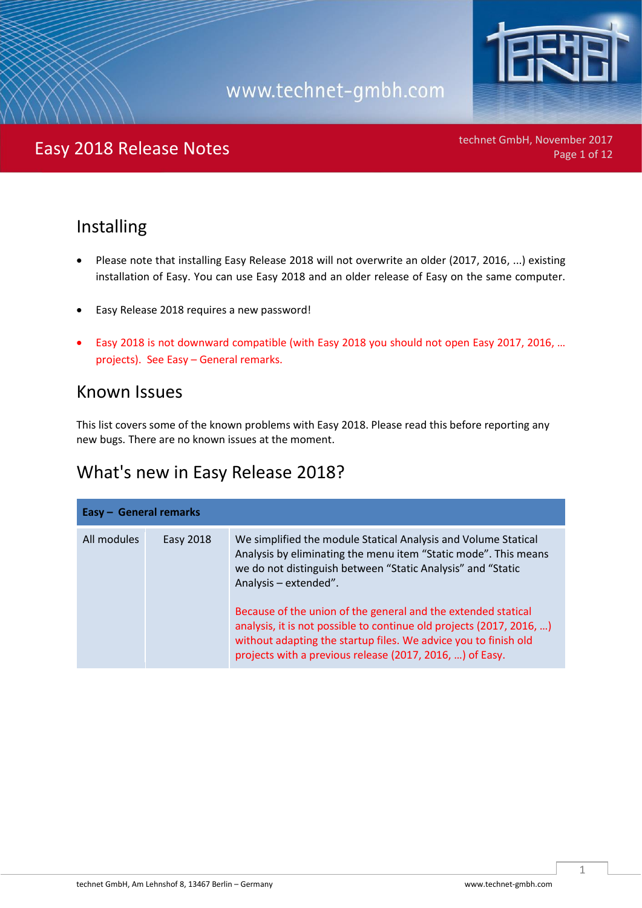# Easy 2018 Release Notes

## Installing

- Please note that installing Easy Release 2018 will not overwrite an older (2017, 2016, ...) existing installation of Easy. You can use Easy 2018 and an older release of Easy on the same computer.
- Easy Release 2018 requires a new password!
- Easy 2018 is not downward compatible (with Easy 2018 you should not open Easy 2017, 2016, … projects). See Easy – General remarks.

## Known Issues

This list covers some of the known problems with Easy 2018. Please read this before reporting any new bugs. There are no known issues at the moment.

## What's new in Easy Release 2018?

| **Easy – General remarks** | | |
|---|---|---|
| All modules | Easy 2018 | We simplified the module Statical Analysis and Volume Statical Analysis by eliminating the menu item "Static mode". This means we do not distinguish between "Static Analysis" and "Static Analysis – extended".<br><br>Because of the union of the general and the extended statical analysis, it is not possible to continue old projects (2017, 2016, …) without adapting the startup files. We advice you to finish old projects with a previous release (2017, 2016, …) of Easy. |

technet GmbH, Am Lehnshof 8, 13467 Berlin – Germany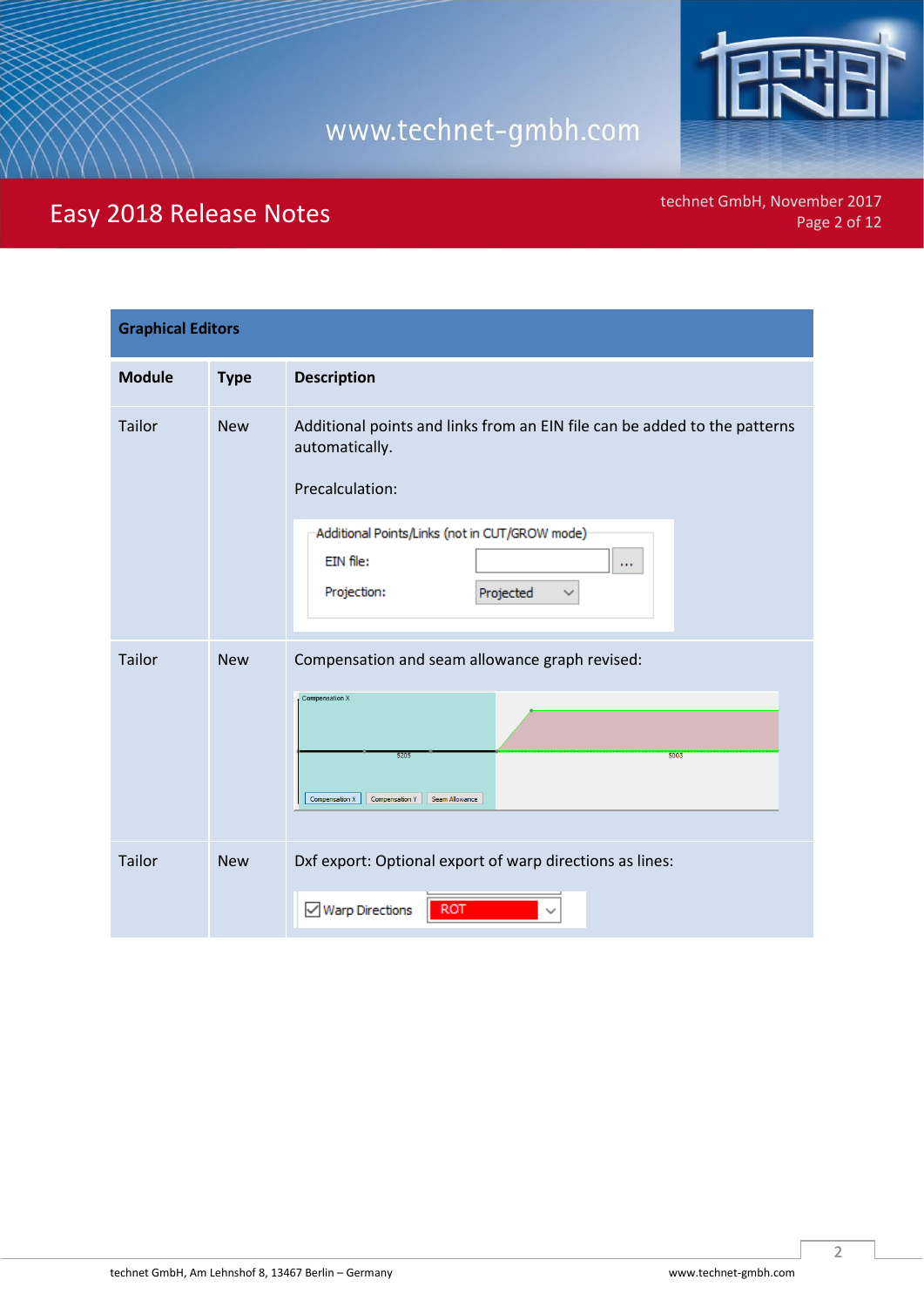| Graphical Editors | | |
|---|---|---|
| **Module** | **Type** | **Description** |
| Tailor | New | Additional points and links from an EIN file can be added to the patterns automatically.<br><br>Precalculation: |
| Tailor | New | Compensation and seam allowance graph revised: |
| Tailor | New | Dxf export: Optional export of warp directions as lines: |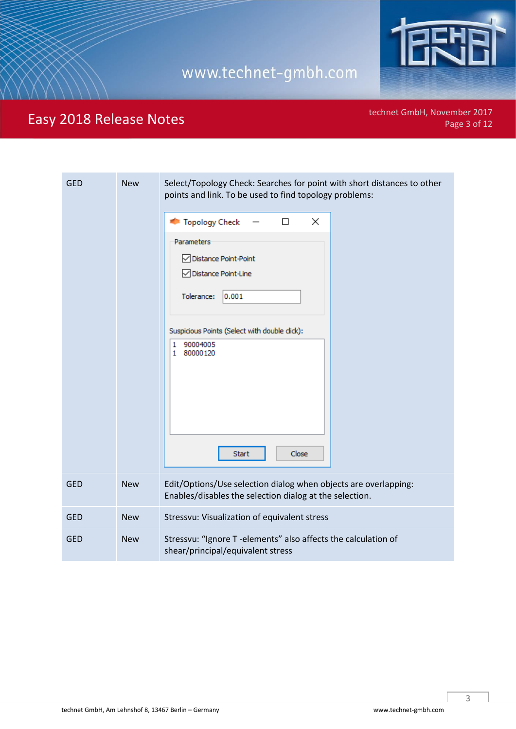| | | |
|---|---|---|
| GED | New | Select/Topology Check: Searches for point with short distances to other points and link. To be used to find topology problems: |
| GED | New | Edit/Options/Use selection dialog when objects are overlapping: Enables/disables the selection dialog at the selection. |
| GED | New | Stressvu: Visualization of equivalent stress |
| GED | New | Stressvu: “Ignore T -elements” also affects the calculation of shear/principal/equivalent stress |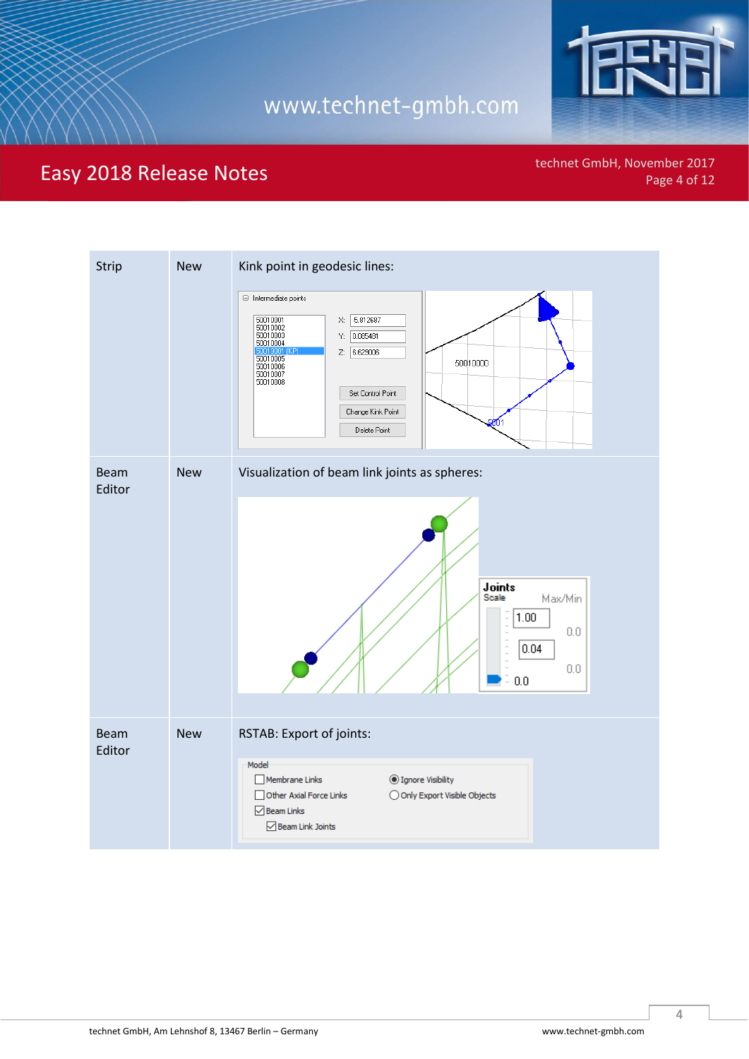| | | |
|---|---|---|
| Strip | New | Kink point in geodesic lines: |
| Beam Editor | New | Visualization of beam link joints as spheres: |
| Beam Editor | New | RSTAB: Export of joints: |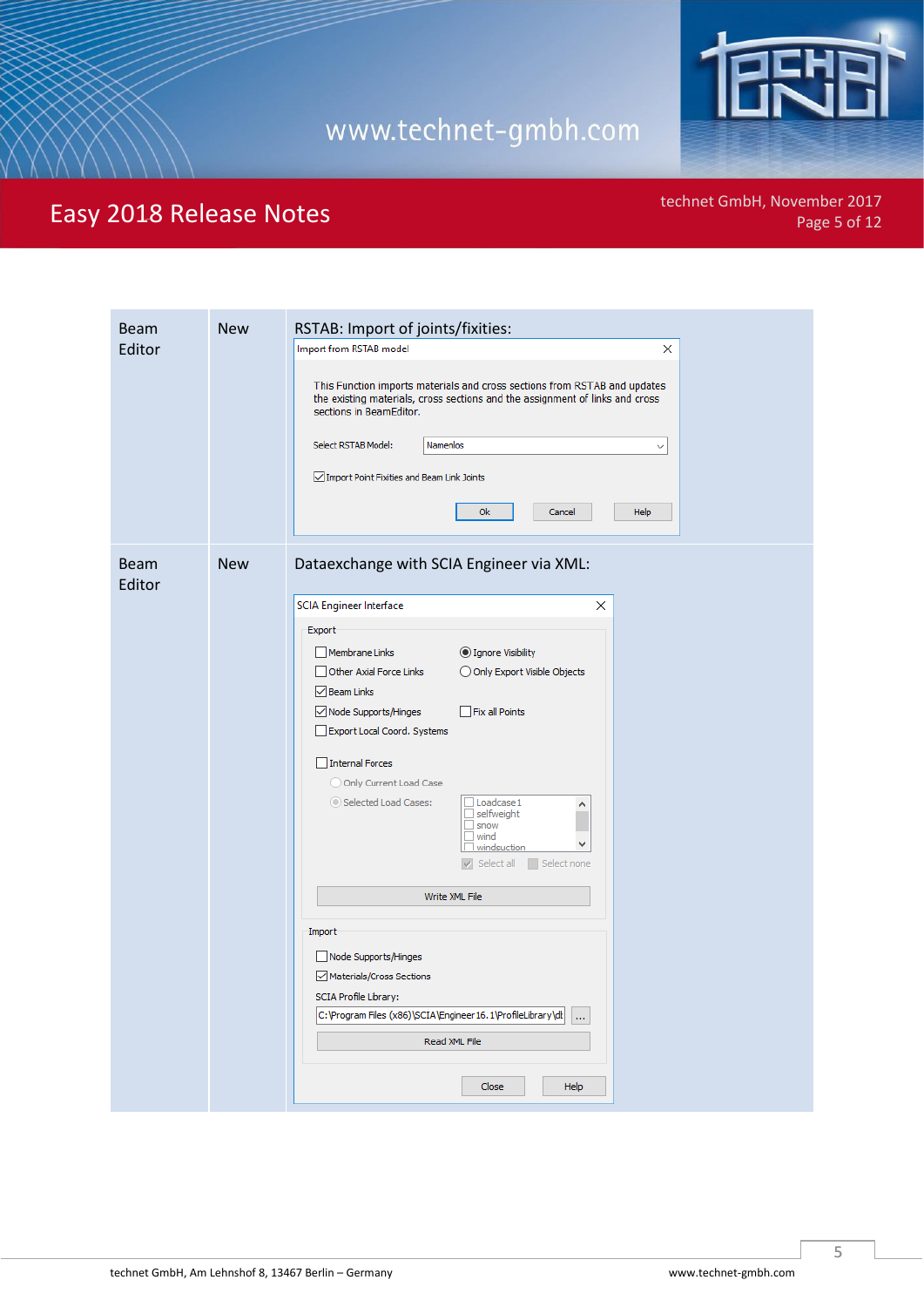| | | |
|---|---|---|
| Beam Editor | New | RTSTAB: Import of joints/fixities: |
| Beam Editor | New | Dataexchange with SCIA Engineer via XML: |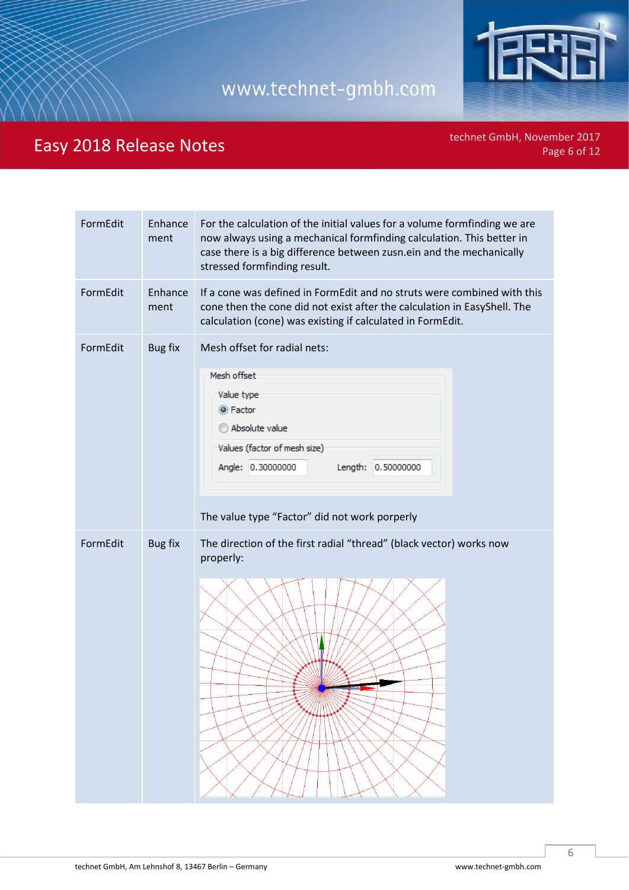| | | |
|---|---|---|
| FormEdit | Enhancement | For the calculation of the initial values for a volume formfinding we are now always using a mechanical formfinding calculation. This better in case there is a big difference between zusn.ein and the mechanically stressed formfinding result. |
| FormEdit | Enhancement | If a cone was defined in FormEdit and no struts were combined with this cone then the cone did not exist after the calculation in EasyShell. The calculation (cone) was existing if calculated in FormEdit. |
| FormEdit | Bug fix | Mesh offset for radial nets: Mesh offset — Value type: Factor (selected), Absolute value; Values (factor of mesh size): Angle: 0.30000000, Length: 0.50000000. The value type "Factor" did not work porperly |
| FormEdit | Bug fix | The direction of the first radial "thread" (black vector) works now properly: |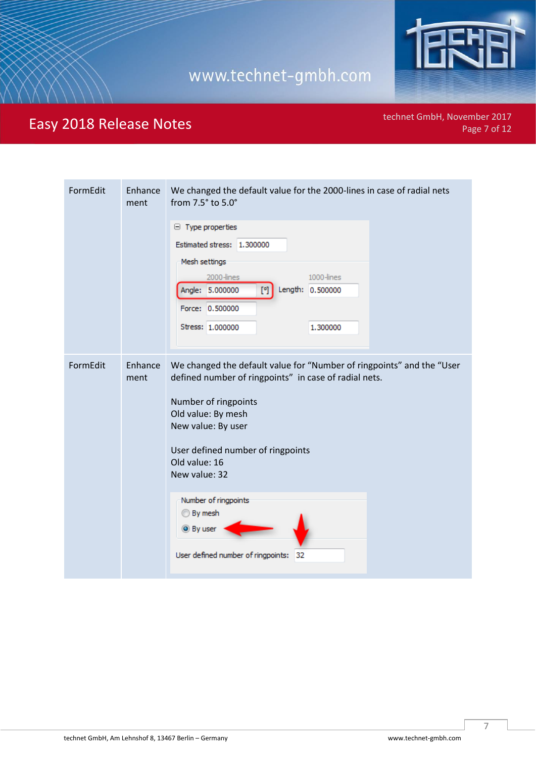| | | |
|---|---|---|
| FormEdit | Enhancement | We changed the default value for the 2000-lines in case of radial nets from 7.5° to 5.0° |
| FormEdit | Enhancement | We changed the default value for "Number of ringpoints" and the "User defined number of ringpoints" in case of radial nets.<br><br>Number of ringpoints<br>Old value: By mesh<br>New value: By user<br><br>User defined number of ringpoints<br>Old value: 16<br>New value: 32 |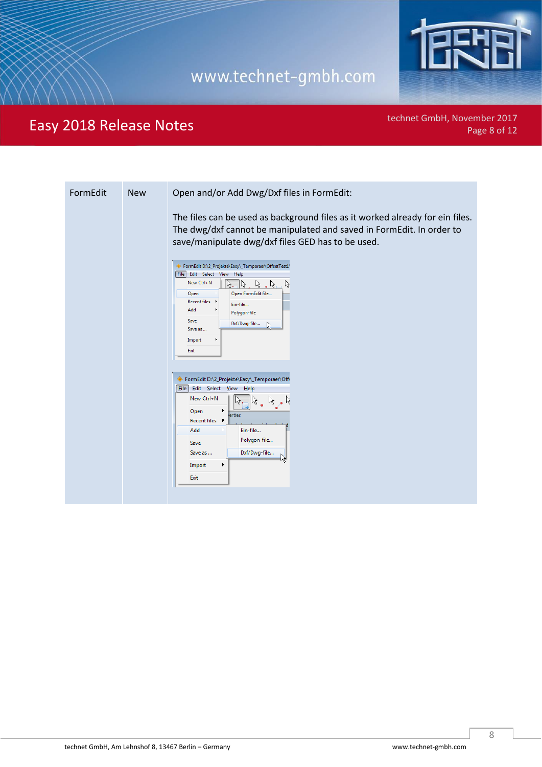| FormEdit | New | Open and/or Add Dwg/Dxf files in FormEdit:<br><br>The files can be used as background files as it worked already for ein files. The dwg/dxf cannot be manipulated and saved in FormEdit. In order to save/manipulate dwg/dxf files GED has to be used. |
|---|---|---|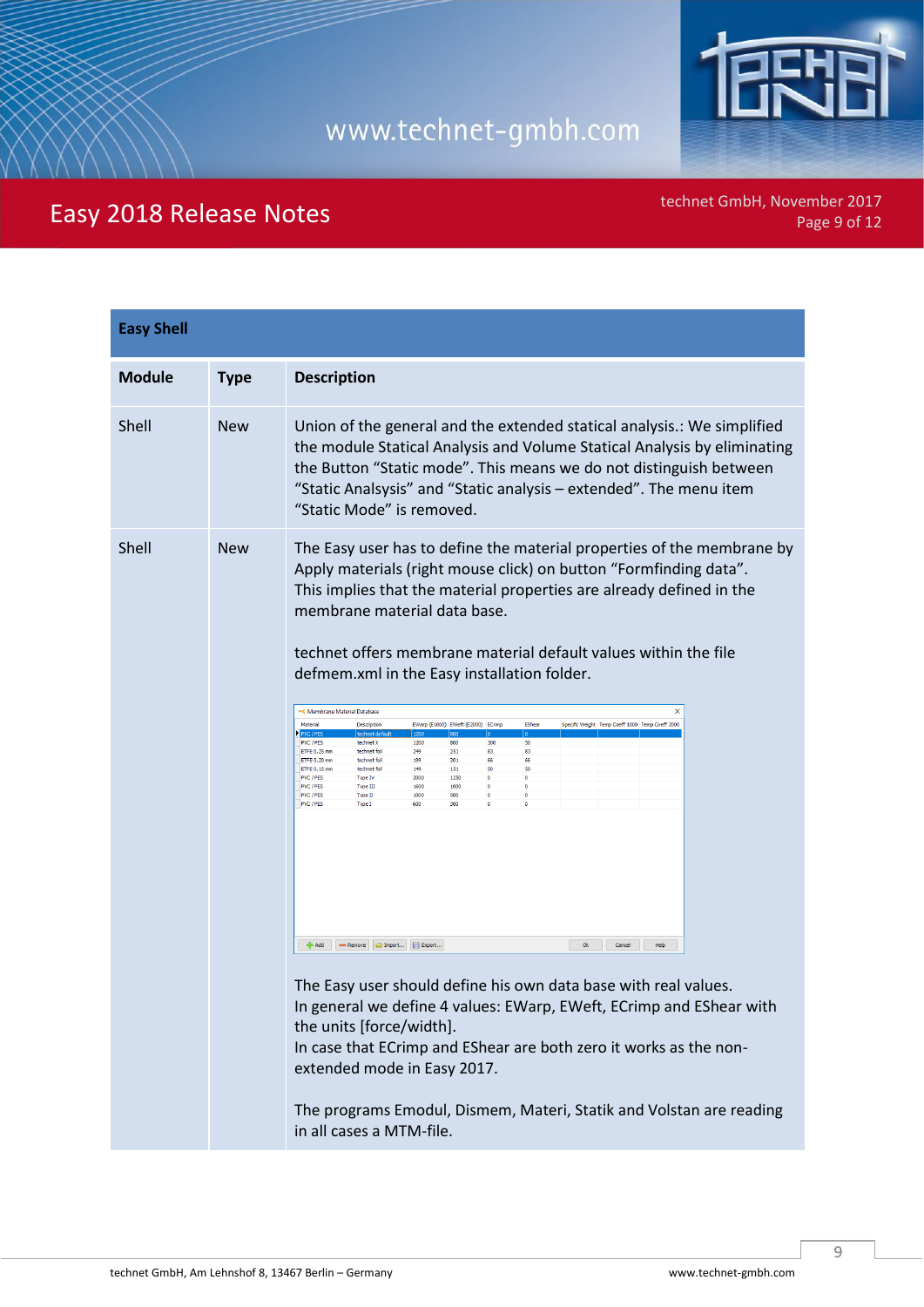| Easy Shell | | |
|---|---|---|
| **Module** | **Type** | **Description** |
| Shell | New | Union of the general and the extended statical analysis.: We simplified the module Statical Analysis and Volume Statical Analysis by eliminating the Button "Static mode". This means we do not distinguish between "Static Analsysis" and "Static analysis – extended". The menu item "Static Mode" is removed. |
| Shell | New | The Easy user has to define the material properties of the membrane by Apply materials (right mouse click) on button "Formfinding data". This implies that the material properties are already defined in the membrane material data base.<br><br>technet offers membrane material default values within the file defmem.xml in the Easy installation folder.<br><br>The Easy user should define his own data base with real values. In general we define 4 values: EWarp, EWeft, ECrimp and EShear with the units [force/width]. In case that ECrimp and EShear are both zero it works as the non-extended mode in Easy 2017.<br><br>The programs Emodul, Dismem, Materi, Statik and Volstan are reading in all cases a MTM-file. |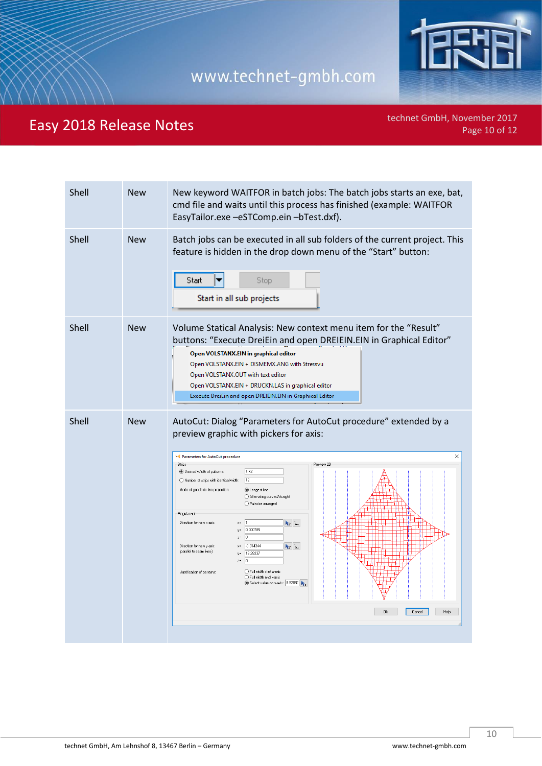| | | |
|---|---|---|
| Shell | New | New keyword WAITFOR in batch jobs: The batch jobs starts an exe, bat, cmd file and waits until this process has finished (example: WAITFOR EasyTailor.exe –eSTComp.ein –bTest.dxf). |
| Shell | New | Batch jobs can be executed in all sub folders of the current project. This feature is hidden in the drop down menu of the "Start" button: |
| Shell | New | Volume Statical Analysis: New context menu item for the "Result" buttons: "Execute DreiEin and open DREIEIN.EIN in Graphical Editor" |
| Shell | New | AutoCut: Dialog "Parameters for AutoCut procedure" extended by a preview graphic with pickers for axis: |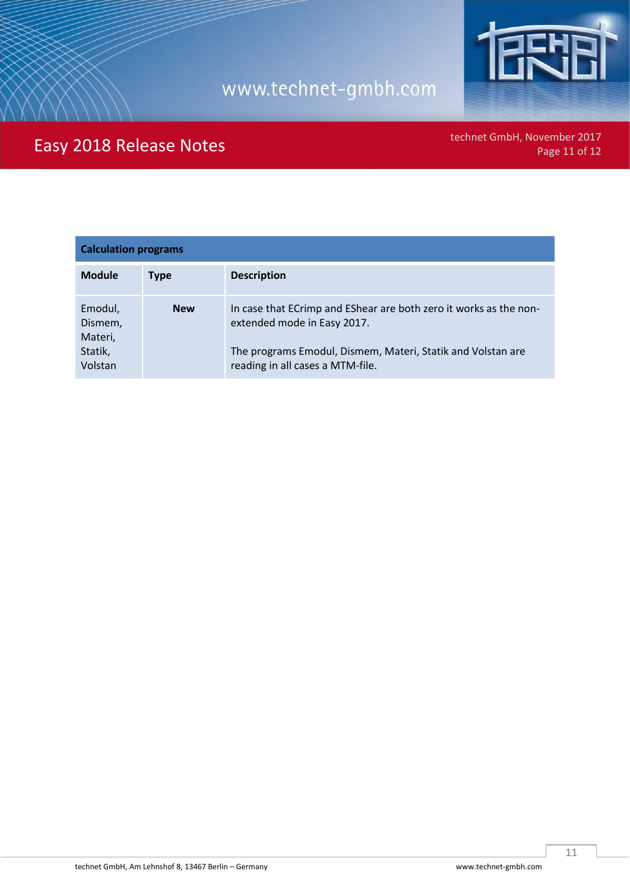| Calculation programs | | |
|---|---|---|
| **Module** | **Type** | **Description** |
| Emodul, Dismem, Materi, Statik, Volstan | **New** | In case that ECrimp and EShear are both zero it works as the non-extended mode in Easy 2017.<br><br>The programs Emodul, Dismem, Materi, Statik and Volstan are reading in all cases a MTM-file. |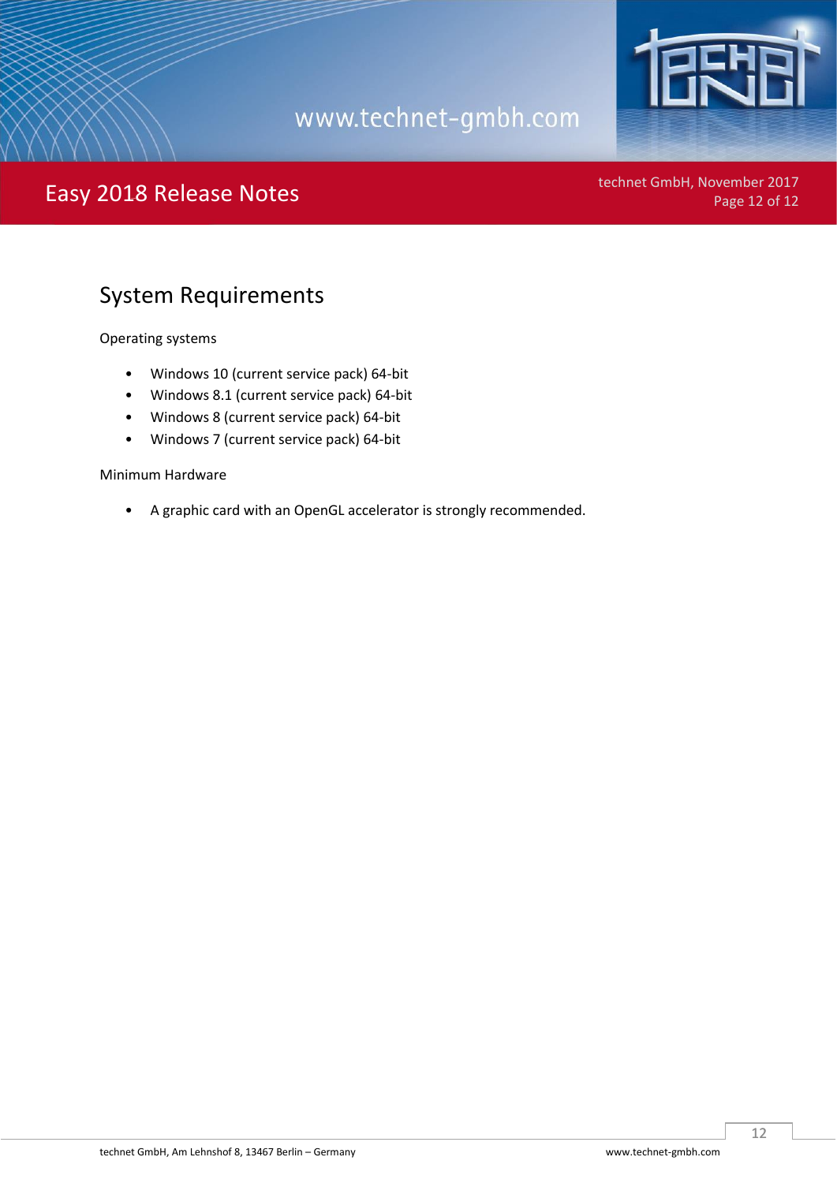## System Requirements

Operating systems

- Windows 10 (current service pack) 64-bit
- Windows 8.1 (current service pack) 64-bit
- Windows 8 (current service pack) 64-bit
- Windows 7 (current service pack) 64-bit

Minimum Hardware

- A graphic card with an OpenGL accelerator is strongly recommended.